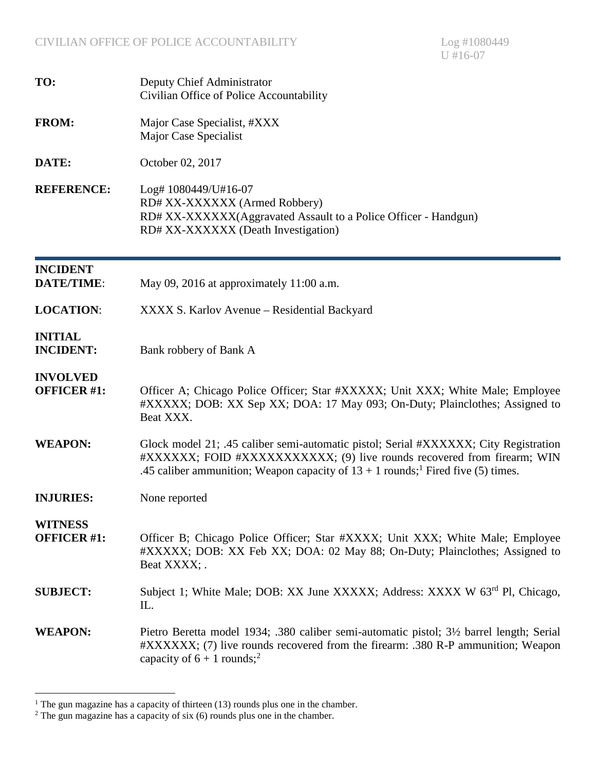CIVILIAN OFFICE OF POLICE ACCOUNTABILITY

Log #1080449
U #16-07

**TO:** Deputy Chief Administrator
Civilian Office of Police Accountability

**FROM:** Major Case Specialist, #XXX
Major Case Specialist

**DATE:** October 02, 2017

**REFERENCE:** Log# 1080449/U#16-07
RD# XX-XXXXXX (Armed Robbery)
RD# XX-XXXXXX(Aggravated Assault to a Police Officer - Handgun)
RD# XX-XXXXXX (Death Investigation)

---

**INCIDENT DATE/TIME**: May 09, 2016 at approximately 11:00 a.m.

**LOCATION**: XXXX S. Karlov Avenue – Residential Backyard

**INITIAL INCIDENT:** Bank robbery of Bank A

**INVOLVED OFFICER #1:** Officer A; Chicago Police Officer; Star #XXXXX; Unit XXX; White Male; Employee #XXXXX; DOB: XX Sep XX; DOA: 17 May 093; On-Duty; Plainclothes; Assigned to Beat XXX.

**WEAPON:** Glock model 21; .45 caliber semi-automatic pistol; Serial #XXXXXX; City Registration #XXXXXX; FOID #XXXXXXXXXXX; (9) live rounds recovered from firearm; WIN .45 caliber ammunition; Weapon capacity of 13 + 1 rounds;[1] Fired five (5) times.

**INJURIES:** None reported

**WITNESS OFFICER #1:** Officer B; Chicago Police Officer; Star #XXXX; Unit XXX; White Male; Employee #XXXXX; DOB: XX Feb XX; DOA: 02 May 88; On-Duty; Plainclothes; Assigned to Beat XXXX; .

**SUBJECT:** Subject 1; White Male; DOB: XX June XXXXX; Address: XXXX W 63rd Pl, Chicago, IL.

**WEAPON:** Pietro Beretta model 1934; .380 caliber semi-automatic pistol; 3½ barrel length; Serial #XXXXXX; (7) live rounds recovered from the firearm: .380 R-P ammunition; Weapon capacity of 6 + 1 rounds;[2]

---

[1] The gun magazine has a capacity of thirteen (13) rounds plus one in the chamber.
[2] The gun magazine has a capacity of six (6) rounds plus one in the chamber.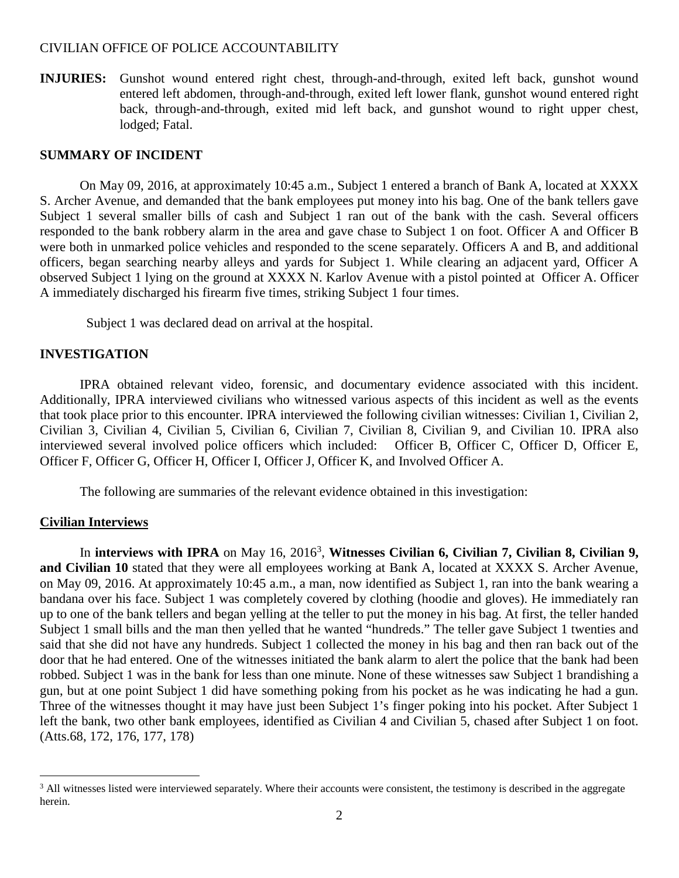**INJURIES:** Gunshot wound entered right chest, through-and-through, exited left back, gunshot wound entered left abdomen, through-and-through, exited left lower flank, gunshot wound entered right back, through-and-through, exited mid left back, and gunshot wound to right upper chest, lodged; Fatal.

## SUMMARY OF INCIDENT

On May 09, 2016, at approximately 10:45 a.m., Subject 1 entered a branch of Bank A, located at XXXX S. Archer Avenue, and demanded that the bank employees put money into his bag. One of the bank tellers gave Subject 1 several smaller bills of cash and Subject 1 ran out of the bank with the cash. Several officers responded to the bank robbery alarm in the area and gave chase to Subject 1 on foot. Officer A and Officer B were both in unmarked police vehicles and responded to the scene separately. Officers A and B, and additional officers, began searching nearby alleys and yards for Subject 1. While clearing an adjacent yard, Officer A observed Subject 1 lying on the ground at XXXX N. Karlov Avenue with a pistol pointed at Officer A. Officer A immediately discharged his firearm five times, striking Subject 1 four times.

Subject 1 was declared dead on arrival at the hospital.

## INVESTIGATION

IPRA obtained relevant video, forensic, and documentary evidence associated with this incident. Additionally, IPRA interviewed civilians who witnessed various aspects of this incident as well as the events that took place prior to this encounter. IPRA interviewed the following civilian witnesses: Civilian 1, Civilian 2, Civilian 3, Civilian 4, Civilian 5, Civilian 6, Civilian 7, Civilian 8, Civilian 9, and Civilian 10. IPRA also interviewed several involved police officers which included: Officer B, Officer C, Officer D, Officer E, Officer F, Officer G, Officer H, Officer I, Officer J, Officer K, and Involved Officer A.

The following are summaries of the relevant evidence obtained in this investigation:

### Civilian Interviews

In **interviews with IPRA** on May 16, 2016[3], **Witnesses Civilian 6, Civilian 7, Civilian 8, Civilian 9, and Civilian 10** stated that they were all employees working at Bank A, located at XXXX S. Archer Avenue, on May 09, 2016. At approximately 10:45 a.m., a man, now identified as Subject 1, ran into the bank wearing a bandana over his face. Subject 1 was completely covered by clothing (hoodie and gloves). He immediately ran up to one of the bank tellers and began yelling at the teller to put the money in his bag. At first, the teller handed Subject 1 small bills and the man then yelled that he wanted "hundreds." The teller gave Subject 1 twenties and said that she did not have any hundreds. Subject 1 collected the money in his bag and then ran back out of the door that he had entered. One of the witnesses initiated the bank alarm to alert the police that the bank had been robbed. Subject 1 was in the bank for less than one minute. None of these witnesses saw Subject 1 brandishing a gun, but at one point Subject 1 did have something poking from his pocket as he was indicating he had a gun. Three of the witnesses thought it may have just been Subject 1's finger poking into his pocket. After Subject 1 left the bank, two other bank employees, identified as Civilian 4 and Civilian 5, chased after Subject 1 on foot. (Atts.68, 172, 176, 177, 178)

[3] All witnesses listed were interviewed separately. Where their accounts were consistent, the testimony is described in the aggregate herein.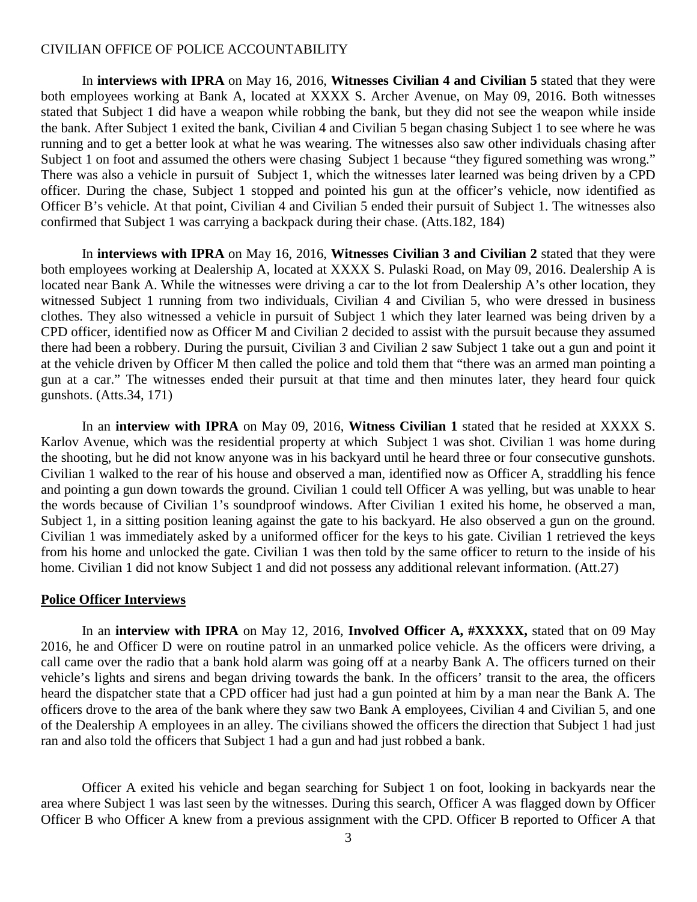CIVILIAN OFFICE OF POLICE ACCOUNTABILITY

In **interviews with IPRA** on May 16, 2016, **Witnesses Civilian 4 and Civilian 5** stated that they were both employees working at Bank A, located at XXXX S. Archer Avenue, on May 09, 2016. Both witnesses stated that Subject 1 did have a weapon while robbing the bank, but they did not see the weapon while inside the bank. After Subject 1 exited the bank, Civilian 4 and Civilian 5 began chasing Subject 1 to see where he was running and to get a better look at what he was wearing. The witnesses also saw other individuals chasing after Subject 1 on foot and assumed the others were chasing Subject 1 because "they figured something was wrong." There was also a vehicle in pursuit of Subject 1, which the witnesses later learned was being driven by a CPD officer. During the chase, Subject 1 stopped and pointed his gun at the officer's vehicle, now identified as Officer B's vehicle. At that point, Civilian 4 and Civilian 5 ended their pursuit of Subject 1. The witnesses also confirmed that Subject 1 was carrying a backpack during their chase. (Atts.182, 184)

In **interviews with IPRA** on May 16, 2016, **Witnesses Civilian 3 and Civilian 2** stated that they were both employees working at Dealership A, located at XXXX S. Pulaski Road, on May 09, 2016. Dealership A is located near Bank A. While the witnesses were driving a car to the lot from Dealership A's other location, they witnessed Subject 1 running from two individuals, Civilian 4 and Civilian 5, who were dressed in business clothes. They also witnessed a vehicle in pursuit of Subject 1 which they later learned was being driven by a CPD officer, identified now as Officer M and Civilian 2 decided to assist with the pursuit because they assumed there had been a robbery. During the pursuit, Civilian 3 and Civilian 2 saw Subject 1 take out a gun and point it at the vehicle driven by Officer M then called the police and told them that "there was an armed man pointing a gun at a car." The witnesses ended their pursuit at that time and then minutes later, they heard four quick gunshots. (Atts.34, 171)

In an **interview with IPRA** on May 09, 2016, **Witness Civilian 1** stated that he resided at XXXX S. Karlov Avenue, which was the residential property at which Subject 1 was shot. Civilian 1 was home during the shooting, but he did not know anyone was in his backyard until he heard three or four consecutive gunshots. Civilian 1 walked to the rear of his house and observed a man, identified now as Officer A, straddling his fence and pointing a gun down towards the ground. Civilian 1 could tell Officer A was yelling, but was unable to hear the words because of Civilian 1's soundproof windows. After Civilian 1 exited his home, he observed a man, Subject 1, in a sitting position leaning against the gate to his backyard. He also observed a gun on the ground. Civilian 1 was immediately asked by a uniformed officer for the keys to his gate. Civilian 1 retrieved the keys from his home and unlocked the gate. Civilian 1 was then told by the same officer to return to the inside of his home. Civilian 1 did not know Subject 1 and did not possess any additional relevant information. (Att.27)

## Police Officer Interviews

In an **interview with IPRA** on May 12, 2016, **Involved Officer A, #XXXXX,** stated that on 09 May 2016, he and Officer D were on routine patrol in an unmarked police vehicle. As the officers were driving, a call came over the radio that a bank hold alarm was going off at a nearby Bank A. The officers turned on their vehicle's lights and sirens and began driving towards the bank. In the officers' transit to the area, the officers heard the dispatcher state that a CPD officer had just had a gun pointed at him by a man near the Bank A. The officers drove to the area of the bank where they saw two Bank A employees, Civilian 4 and Civilian 5, and one of the Dealership A employees in an alley. The civilians showed the officers the direction that Subject 1 had just ran and also told the officers that Subject 1 had a gun and had just robbed a bank.

Officer A exited his vehicle and began searching for Subject 1 on foot, looking in backyards near the area where Subject 1 was last seen by the witnesses. During this search, Officer A was flagged down by Officer Officer B who Officer A knew from a previous assignment with the CPD. Officer B reported to Officer A that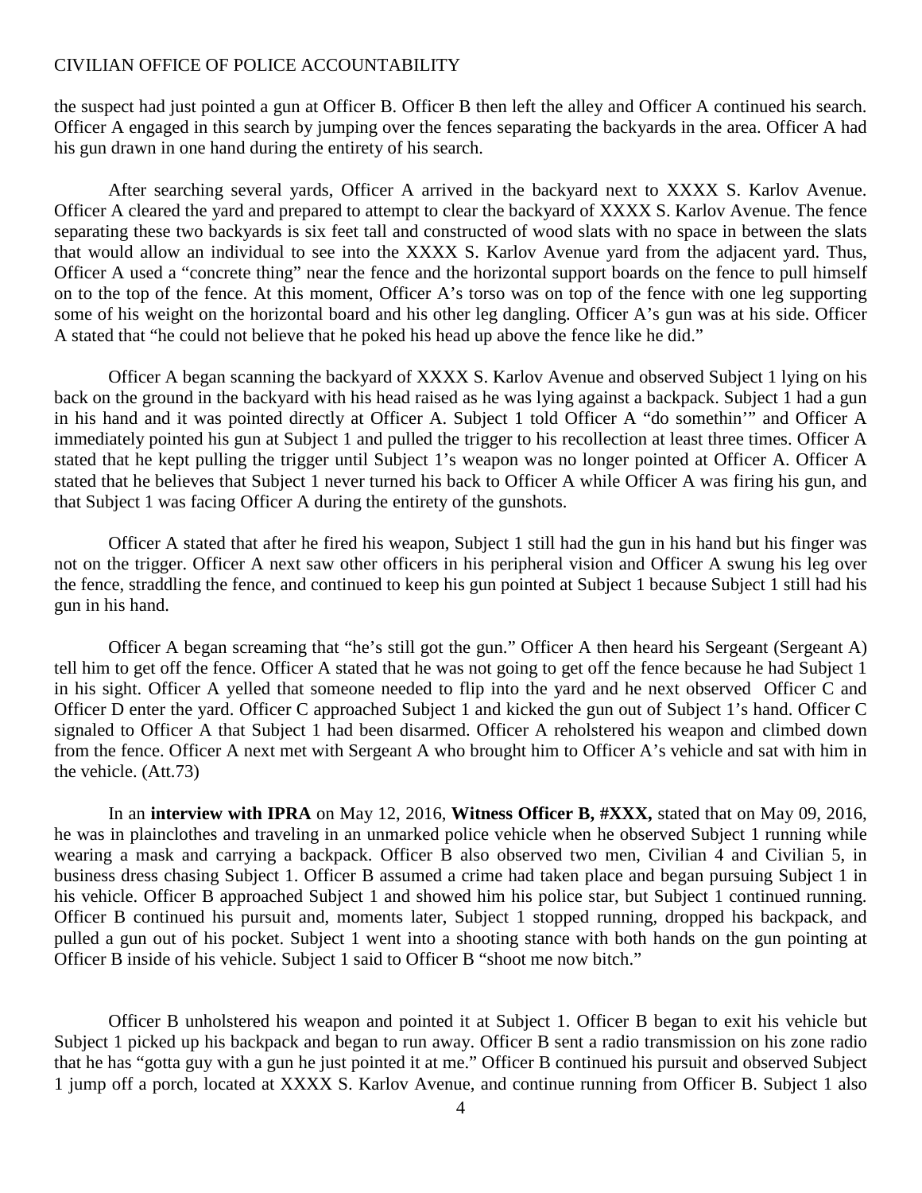the suspect had just pointed a gun at Officer B. Officer B then left the alley and Officer A continued his search. Officer A engaged in this search by jumping over the fences separating the backyards in the area. Officer A had his gun drawn in one hand during the entirety of his search.

After searching several yards, Officer A arrived in the backyard next to XXXX S. Karlov Avenue. Officer A cleared the yard and prepared to attempt to clear the backyard of XXXX S. Karlov Avenue. The fence separating these two backyards is six feet tall and constructed of wood slats with no space in between the slats that would allow an individual to see into the XXXX S. Karlov Avenue yard from the adjacent yard. Thus, Officer A used a "concrete thing" near the fence and the horizontal support boards on the fence to pull himself on to the top of the fence. At this moment, Officer A's torso was on top of the fence with one leg supporting some of his weight on the horizontal board and his other leg dangling. Officer A's gun was at his side. Officer A stated that "he could not believe that he poked his head up above the fence like he did."

Officer A began scanning the backyard of XXXX S. Karlov Avenue and observed Subject 1 lying on his back on the ground in the backyard with his head raised as he was lying against a backpack. Subject 1 had a gun in his hand and it was pointed directly at Officer A. Subject 1 told Officer A "do somethin'" and Officer A immediately pointed his gun at Subject 1 and pulled the trigger to his recollection at least three times. Officer A stated that he kept pulling the trigger until Subject 1's weapon was no longer pointed at Officer A. Officer A stated that he believes that Subject 1 never turned his back to Officer A while Officer A was firing his gun, and that Subject 1 was facing Officer A during the entirety of the gunshots.

Officer A stated that after he fired his weapon, Subject 1 still had the gun in his hand but his finger was not on the trigger. Officer A next saw other officers in his peripheral vision and Officer A swung his leg over the fence, straddling the fence, and continued to keep his gun pointed at Subject 1 because Subject 1 still had his gun in his hand.

Officer A began screaming that "he's still got the gun." Officer A then heard his Sergeant (Sergeant A) tell him to get off the fence. Officer A stated that he was not going to get off the fence because he had Subject 1 in his sight. Officer A yelled that someone needed to flip into the yard and he next observed Officer C and Officer D enter the yard. Officer C approached Subject 1 and kicked the gun out of Subject 1's hand. Officer C signaled to Officer A that Subject 1 had been disarmed. Officer A reholstered his weapon and climbed down from the fence. Officer A next met with Sergeant A who brought him to Officer A's vehicle and sat with him in the vehicle. (Att.73)

In an **interview with IPRA** on May 12, 2016, **Witness Officer B, #XXX,** stated that on May 09, 2016, he was in plainclothes and traveling in an unmarked police vehicle when he observed Subject 1 running while wearing a mask and carrying a backpack. Officer B also observed two men, Civilian 4 and Civilian 5, in business dress chasing Subject 1. Officer B assumed a crime had taken place and began pursuing Subject 1 in his vehicle. Officer B approached Subject 1 and showed him his police star, but Subject 1 continued running. Officer B continued his pursuit and, moments later, Subject 1 stopped running, dropped his backpack, and pulled a gun out of his pocket. Subject 1 went into a shooting stance with both hands on the gun pointing at Officer B inside of his vehicle. Subject 1 said to Officer B "shoot me now bitch."

Officer B unholstered his weapon and pointed it at Subject 1. Officer B began to exit his vehicle but Subject 1 picked up his backpack and began to run away. Officer B sent a radio transmission on his zone radio that he has "gotta guy with a gun he just pointed it at me." Officer B continued his pursuit and observed Subject 1 jump off a porch, located at XXXX S. Karlov Avenue, and continue running from Officer B. Subject 1 also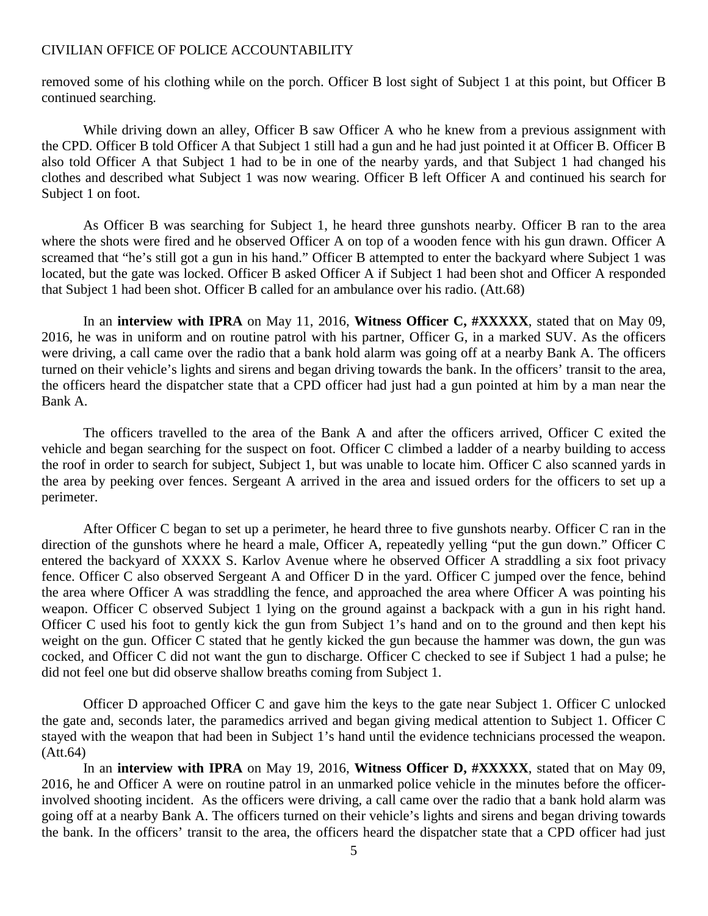removed some of his clothing while on the porch. Officer B lost sight of Subject 1 at this point, but Officer B continued searching.

While driving down an alley, Officer B saw Officer A who he knew from a previous assignment with the CPD. Officer B told Officer A that Subject 1 still had a gun and he had just pointed it at Officer B. Officer B also told Officer A that Subject 1 had to be in one of the nearby yards, and that Subject 1 had changed his clothes and described what Subject 1 was now wearing. Officer B left Officer A and continued his search for Subject 1 on foot.

As Officer B was searching for Subject 1, he heard three gunshots nearby. Officer B ran to the area where the shots were fired and he observed Officer A on top of a wooden fence with his gun drawn. Officer A screamed that "he's still got a gun in his hand." Officer B attempted to enter the backyard where Subject 1 was located, but the gate was locked. Officer B asked Officer A if Subject 1 had been shot and Officer A responded that Subject 1 had been shot. Officer B called for an ambulance over his radio. (Att.68)

In an **interview with IPRA** on May 11, 2016, **Witness Officer C, #XXXXX**, stated that on May 09, 2016, he was in uniform and on routine patrol with his partner, Officer G, in a marked SUV. As the officers were driving, a call came over the radio that a bank hold alarm was going off at a nearby Bank A. The officers turned on their vehicle's lights and sirens and began driving towards the bank. In the officers' transit to the area, the officers heard the dispatcher state that a CPD officer had just had a gun pointed at him by a man near the Bank A.

The officers travelled to the area of the Bank A and after the officers arrived, Officer C exited the vehicle and began searching for the suspect on foot. Officer C climbed a ladder of a nearby building to access the roof in order to search for subject, Subject 1, but was unable to locate him. Officer C also scanned yards in the area by peeking over fences. Sergeant A arrived in the area and issued orders for the officers to set up a perimeter.

After Officer C began to set up a perimeter, he heard three to five gunshots nearby. Officer C ran in the direction of the gunshots where he heard a male, Officer A, repeatedly yelling "put the gun down." Officer C entered the backyard of XXXX S. Karlov Avenue where he observed Officer A straddling a six foot privacy fence. Officer C also observed Sergeant A and Officer D in the yard. Officer C jumped over the fence, behind the area where Officer A was straddling the fence, and approached the area where Officer A was pointing his weapon. Officer C observed Subject 1 lying on the ground against a backpack with a gun in his right hand. Officer C used his foot to gently kick the gun from Subject 1's hand and on to the ground and then kept his weight on the gun. Officer C stated that he gently kicked the gun because the hammer was down, the gun was cocked, and Officer C did not want the gun to discharge. Officer C checked to see if Subject 1 had a pulse; he did not feel one but did observe shallow breaths coming from Subject 1.

Officer D approached Officer C and gave him the keys to the gate near Subject 1. Officer C unlocked the gate and, seconds later, the paramedics arrived and began giving medical attention to Subject 1. Officer C stayed with the weapon that had been in Subject 1's hand until the evidence technicians processed the weapon. (Att.64)

In an **interview with IPRA** on May 19, 2016, **Witness Officer D, #XXXXX**, stated that on May 09, 2016, he and Officer A were on routine patrol in an unmarked police vehicle in the minutes before the officer-involved shooting incident. As the officers were driving, a call came over the radio that a bank hold alarm was going off at a nearby Bank A. The officers turned on their vehicle's lights and sirens and began driving towards the bank. In the officers' transit to the area, the officers heard the dispatcher state that a CPD officer had just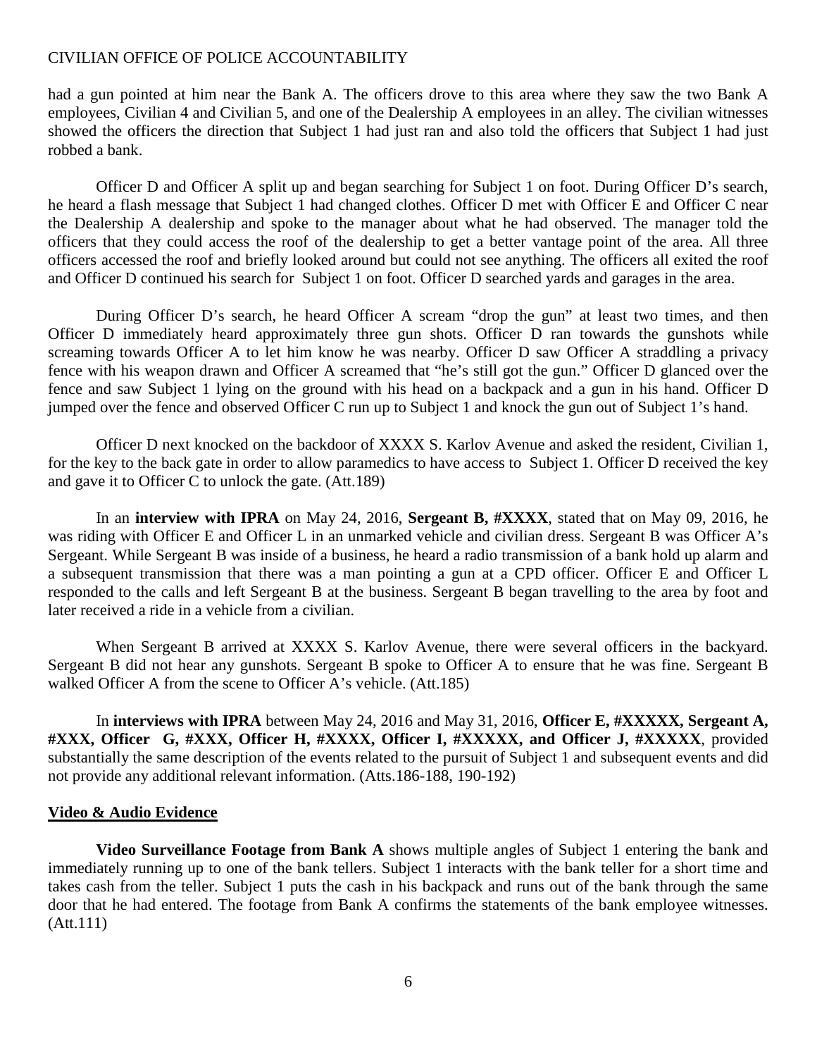had a gun pointed at him near the Bank A. The officers drove to this area where they saw the two Bank A employees, Civilian 4 and Civilian 5, and one of the Dealership A employees in an alley. The civilian witnesses showed the officers the direction that Subject 1 had just ran and also told the officers that Subject 1 had just robbed a bank.

Officer D and Officer A split up and began searching for Subject 1 on foot. During Officer D's search, he heard a flash message that Subject 1 had changed clothes. Officer D met with Officer E and Officer C near the Dealership A dealership and spoke to the manager about what he had observed. The manager told the officers that they could access the roof of the dealership to get a better vantage point of the area. All three officers accessed the roof and briefly looked around but could not see anything. The officers all exited the roof and Officer D continued his search for Subject 1 on foot. Officer D searched yards and garages in the area.

During Officer D's search, he heard Officer A scream "drop the gun" at least two times, and then Officer D immediately heard approximately three gun shots. Officer D ran towards the gunshots while screaming towards Officer A to let him know he was nearby. Officer D saw Officer A straddling a privacy fence with his weapon drawn and Officer A screamed that "he's still got the gun." Officer D glanced over the fence and saw Subject 1 lying on the ground with his head on a backpack and a gun in his hand. Officer D jumped over the fence and observed Officer C run up to Subject 1 and knock the gun out of Subject 1's hand.

Officer D next knocked on the backdoor of XXXX S. Karlov Avenue and asked the resident, Civilian 1, for the key to the back gate in order to allow paramedics to have access to Subject 1. Officer D received the key and gave it to Officer C to unlock the gate. (Att.189)

In an **interview with IPRA** on May 24, 2016, **Sergeant B, #XXXX**, stated that on May 09, 2016, he was riding with Officer E and Officer L in an unmarked vehicle and civilian dress. Sergeant B was Officer A's Sergeant. While Sergeant B was inside of a business, he heard a radio transmission of a bank hold up alarm and a subsequent transmission that there was a man pointing a gun at a CPD officer. Officer E and Officer L responded to the calls and left Sergeant B at the business. Sergeant B began travelling to the area by foot and later received a ride in a vehicle from a civilian.

When Sergeant B arrived at XXXX S. Karlov Avenue, there were several officers in the backyard. Sergeant B did not hear any gunshots. Sergeant B spoke to Officer A to ensure that he was fine. Sergeant B walked Officer A from the scene to Officer A's vehicle. (Att.185)

In **interviews with IPRA** between May 24, 2016 and May 31, 2016, **Officer E, #XXXXX, Sergeant A, #XXX, Officer G, #XXX, Officer H, #XXXX, Officer I, #XXXXX, and Officer J, #XXXXX**, provided substantially the same description of the events related to the pursuit of Subject 1 and subsequent events and did not provide any additional relevant information. (Atts.186-188, 190-192)

## Video & Audio Evidence

**Video Surveillance Footage from Bank A** shows multiple angles of Subject 1 entering the bank and immediately running up to one of the bank tellers. Subject 1 interacts with the bank teller for a short time and takes cash from the teller. Subject 1 puts the cash in his backpack and runs out of the bank through the same door that he had entered. The footage from Bank A confirms the statements of the bank employee witnesses. (Att.111)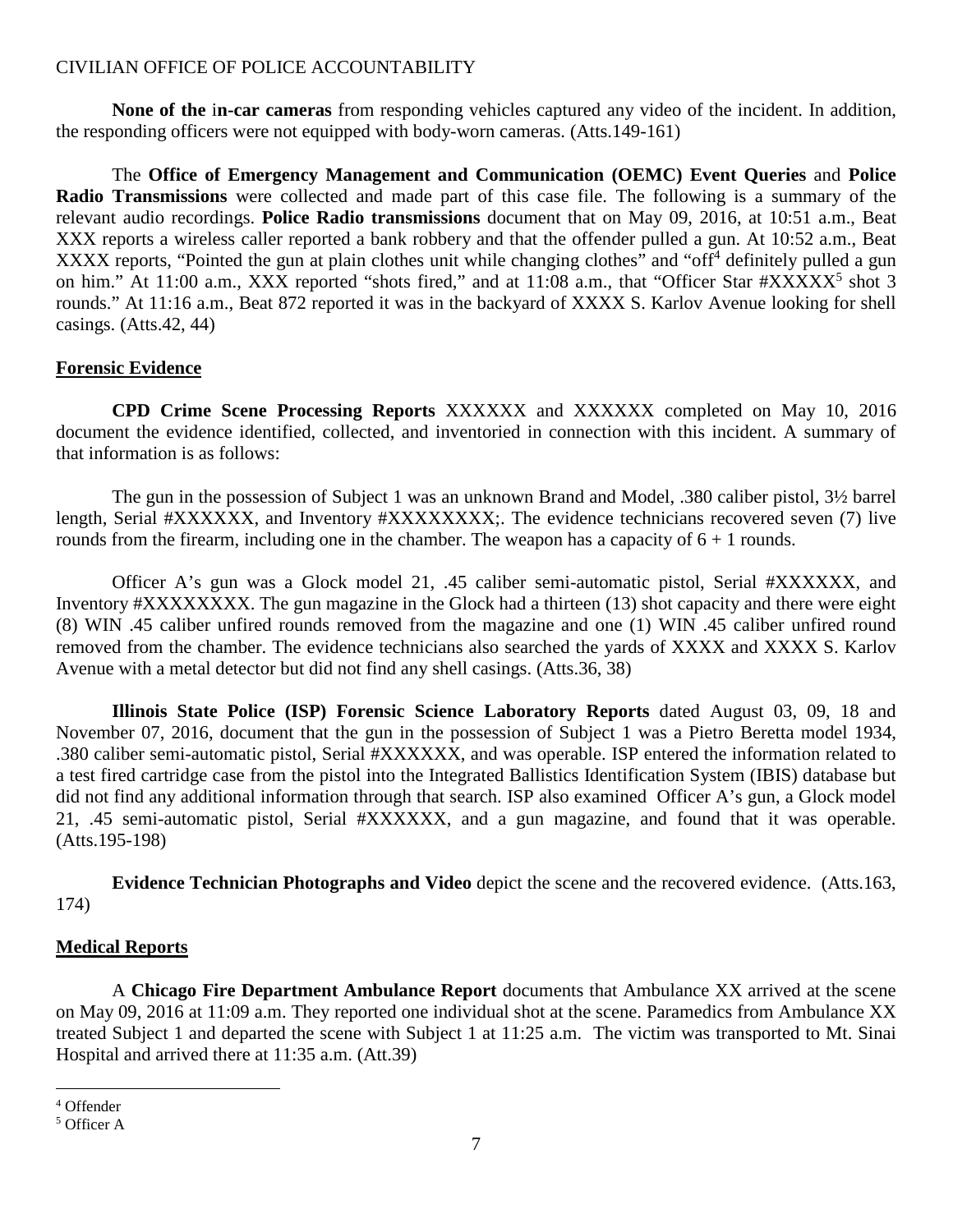**None of the in-car cameras** from responding vehicles captured any video of the incident. In addition, the responding officers were not equipped with body-worn cameras. (Atts.149-161)

The **Office of Emergency Management and Communication (OEMC) Event Queries** and **Police Radio Transmissions** were collected and made part of this case file. The following is a summary of the relevant audio recordings. **Police Radio transmissions** document that on May 09, 2016, at 10:51 a.m., Beat XXX reports a wireless caller reported a bank robbery and that the offender pulled a gun. At 10:52 a.m., Beat XXXX reports, "Pointed the gun at plain clothes unit while changing clothes" and "off[4] definitely pulled a gun on him." At 11:00 a.m., XXX reported "shots fired," and at 11:08 a.m., that "Officer Star #XXXXX[5] shot 3 rounds." At 11:16 a.m., Beat 872 reported it was in the backyard of XXXX S. Karlov Avenue looking for shell casings. (Atts.42, 44)

## Forensic Evidence

**CPD Crime Scene Processing Reports** XXXXXX and XXXXXX completed on May 10, 2016 document the evidence identified, collected, and inventoried in connection with this incident. A summary of that information is as follows:

The gun in the possession of Subject 1 was an unknown Brand and Model, .380 caliber pistol, 3½ barrel length, Serial #XXXXXX, and Inventory #XXXXXXXX;. The evidence technicians recovered seven (7) live rounds from the firearm, including one in the chamber. The weapon has a capacity of 6 + 1 rounds.

Officer A's gun was a Glock model 21, .45 caliber semi-automatic pistol, Serial #XXXXXX, and Inventory #XXXXXXXX. The gun magazine in the Glock had a thirteen (13) shot capacity and there were eight (8) WIN .45 caliber unfired rounds removed from the magazine and one (1) WIN .45 caliber unfired round removed from the chamber. The evidence technicians also searched the yards of XXXX and XXXX S. Karlov Avenue with a metal detector but did not find any shell casings. (Atts.36, 38)

**Illinois State Police (ISP) Forensic Science Laboratory Reports** dated August 03, 09, 18 and November 07, 2016, document that the gun in the possession of Subject 1 was a Pietro Beretta model 1934, .380 caliber semi-automatic pistol, Serial #XXXXXX, and was operable. ISP entered the information related to a test fired cartridge case from the pistol into the Integrated Ballistics Identification System (IBIS) database but did not find any additional information through that search. ISP also examined Officer A's gun, a Glock model 21, .45 semi-automatic pistol, Serial #XXXXXX, and a gun magazine, and found that it was operable. (Atts.195-198)

**Evidence Technician Photographs and Video** depict the scene and the recovered evidence. (Atts.163, 174)

## Medical Reports

A **Chicago Fire Department Ambulance Report** documents that Ambulance XX arrived at the scene on May 09, 2016 at 11:09 a.m. They reported one individual shot at the scene. Paramedics from Ambulance XX treated Subject 1 and departed the scene with Subject 1 at 11:25 a.m. The victim was transported to Mt. Sinai Hospital and arrived there at 11:35 a.m. (Att.39)

---

[4] Offender

[5] Officer A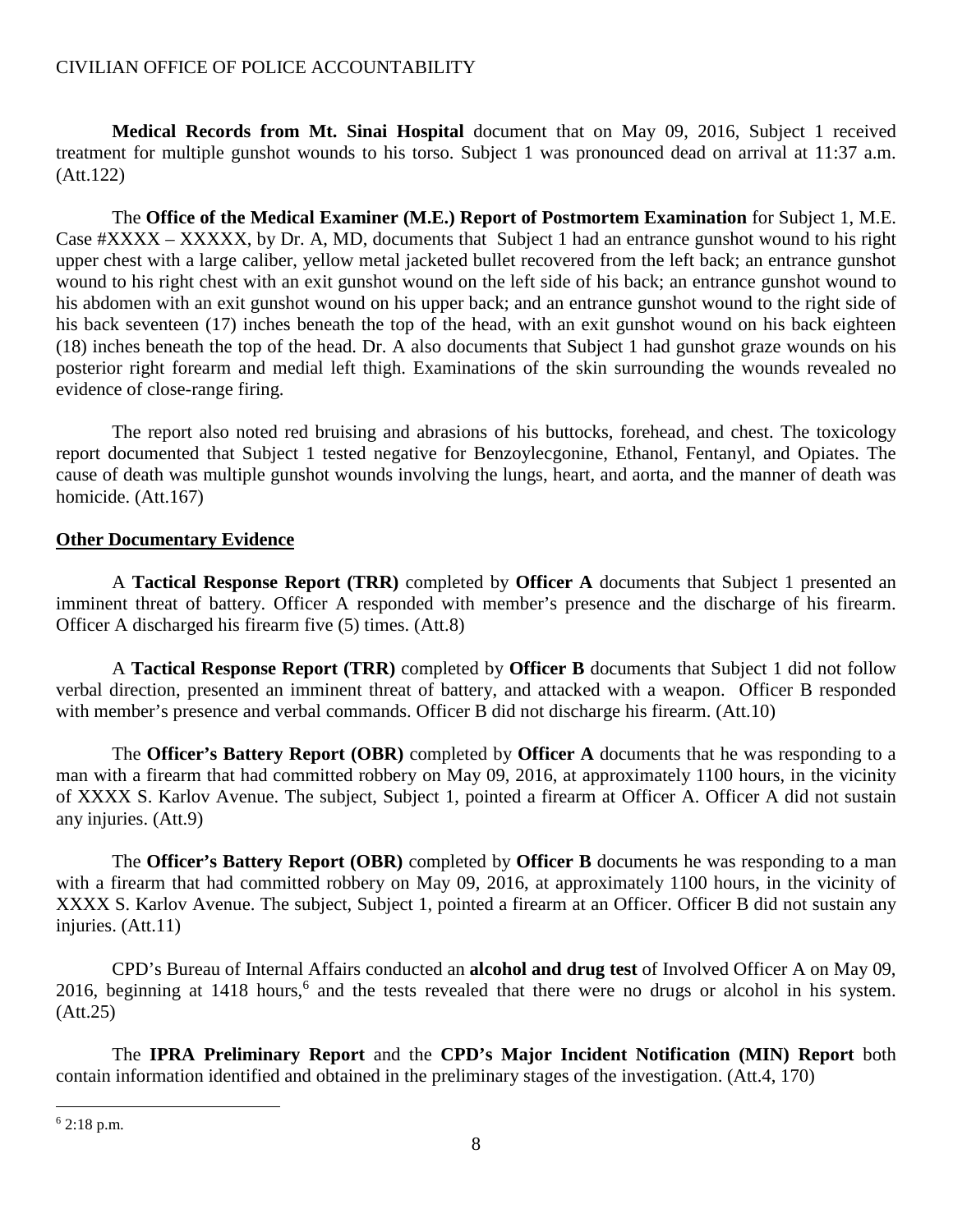**Medical Records from Mt. Sinai Hospital** document that on May 09, 2016, Subject 1 received treatment for multiple gunshot wounds to his torso. Subject 1 was pronounced dead on arrival at 11:37 a.m. (Att.122)

The **Office of the Medical Examiner (M.E.) Report of Postmortem Examination** for Subject 1, M.E. Case #XXXX – XXXXX, by Dr. A, MD, documents that Subject 1 had an entrance gunshot wound to his right upper chest with a large caliber, yellow metal jacketed bullet recovered from the left back; an entrance gunshot wound to his right chest with an exit gunshot wound on the left side of his back; an entrance gunshot wound to his abdomen with an exit gunshot wound on his upper back; and an entrance gunshot wound to the right side of his back seventeen (17) inches beneath the top of the head, with an exit gunshot wound on his back eighteen (18) inches beneath the top of the head. Dr. A also documents that Subject 1 had gunshot graze wounds on his posterior right forearm and medial left thigh. Examinations of the skin surrounding the wounds revealed no evidence of close-range firing.

The report also noted red bruising and abrasions of his buttocks, forehead, and chest. The toxicology report documented that Subject 1 tested negative for Benzoylecgonine, Ethanol, Fentanyl, and Opiates. The cause of death was multiple gunshot wounds involving the lungs, heart, and aorta, and the manner of death was homicide. (Att.167)

**Other Documentary Evidence**

A **Tactical Response Report (TRR)** completed by **Officer A** documents that Subject 1 presented an imminent threat of battery. Officer A responded with member's presence and the discharge of his firearm. Officer A discharged his firearm five (5) times. (Att.8)

A **Tactical Response Report (TRR)** completed by **Officer B** documents that Subject 1 did not follow verbal direction, presented an imminent threat of battery, and attacked with a weapon. Officer B responded with member's presence and verbal commands. Officer B did not discharge his firearm. (Att.10)

The **Officer's Battery Report (OBR)** completed by **Officer A** documents that he was responding to a man with a firearm that had committed robbery on May 09, 2016, at approximately 1100 hours, in the vicinity of XXXX S. Karlov Avenue. The subject, Subject 1, pointed a firearm at Officer A. Officer A did not sustain any injuries. (Att.9)

The **Officer's Battery Report (OBR)** completed by **Officer B** documents he was responding to a man with a firearm that had committed robbery on May 09, 2016, at approximately 1100 hours, in the vicinity of XXXX S. Karlov Avenue. The subject, Subject 1, pointed a firearm at an Officer. Officer B did not sustain any injuries. (Att.11)

CPD's Bureau of Internal Affairs conducted an **alcohol and drug test** of Involved Officer A on May 09, 2016, beginning at 1418 hours,[6] and the tests revealed that there were no drugs or alcohol in his system. (Att.25)

The **IPRA Preliminary Report** and the **CPD's Major Incident Notification (MIN) Report** both contain information identified and obtained in the preliminary stages of the investigation. (Att.4, 170)

[6] 2:18 p.m.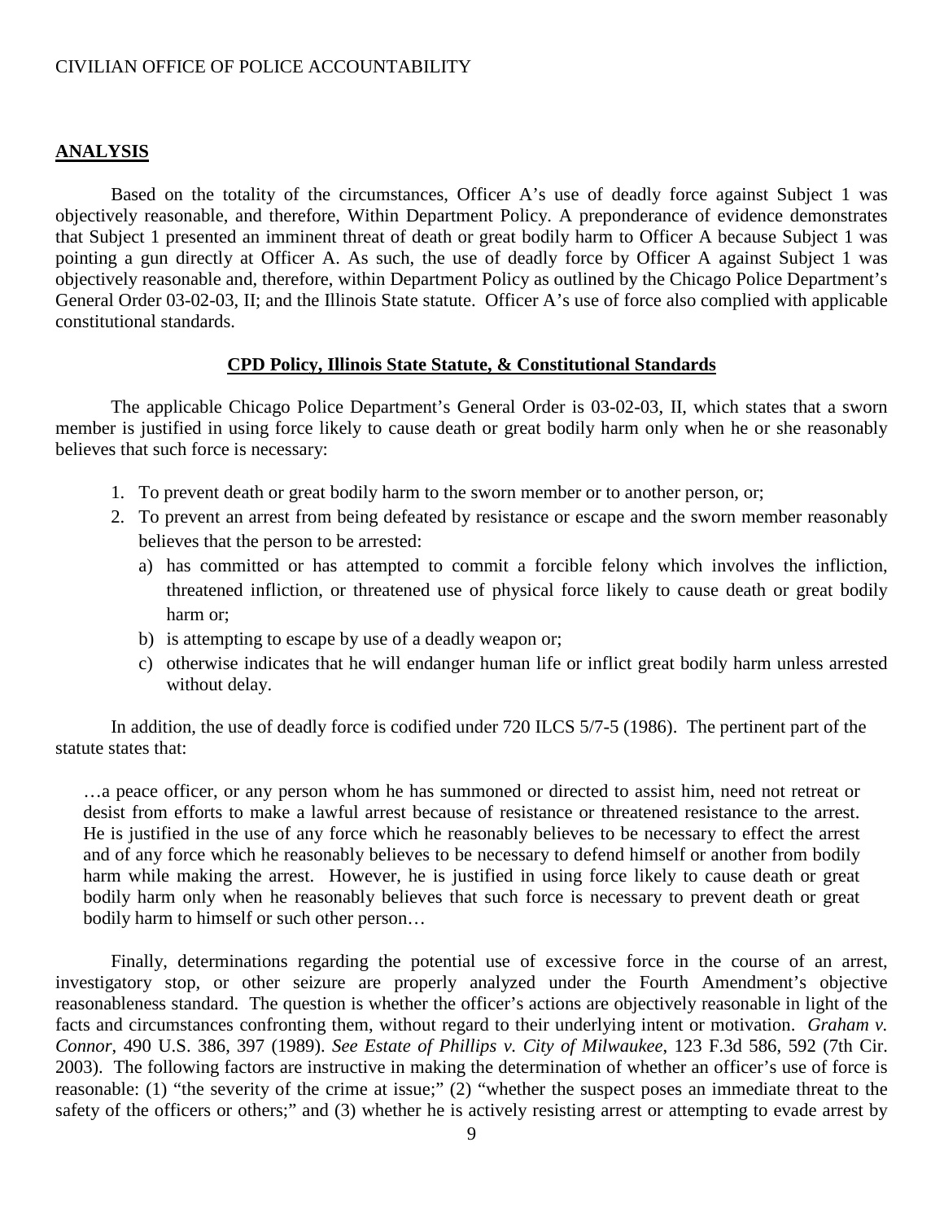## **ANALYSIS**

Based on the totality of the circumstances, Officer A's use of deadly force against Subject 1 was objectively reasonable, and therefore, Within Department Policy. A preponderance of evidence demonstrates that Subject 1 presented an imminent threat of death or great bodily harm to Officer A because Subject 1 was pointing a gun directly at Officer A. As such, the use of deadly force by Officer A against Subject 1 was objectively reasonable and, therefore, within Department Policy as outlined by the Chicago Police Department's General Order 03-02-03, II; and the Illinois State statute. Officer A's use of force also complied with applicable constitutional standards.

### **CPD Policy, Illinois State Statute, & Constitutional Standards**

The applicable Chicago Police Department's General Order is 03-02-03, II, which states that a sworn member is justified in using force likely to cause death or great bodily harm only when he or she reasonably believes that such force is necessary:

1. To prevent death or great bodily harm to the sworn member or to another person, or;
2. To prevent an arrest from being defeated by resistance or escape and the sworn member reasonably believes that the person to be arrested:
   a) has committed or has attempted to commit a forcible felony which involves the infliction, threatened infliction, or threatened use of physical force likely to cause death or great bodily harm or;
   b) is attempting to escape by use of a deadly weapon or;
   c) otherwise indicates that he will endanger human life or inflict great bodily harm unless arrested without delay.

In addition, the use of deadly force is codified under 720 ILCS 5/7-5 (1986). The pertinent part of the statute states that:

> …a peace officer, or any person whom he has summoned or directed to assist him, need not retreat or desist from efforts to make a lawful arrest because of resistance or threatened resistance to the arrest. He is justified in the use of any force which he reasonably believes to be necessary to effect the arrest and of any force which he reasonably believes to be necessary to defend himself or another from bodily harm while making the arrest. However, he is justified in using force likely to cause death or great bodily harm only when he reasonably believes that such force is necessary to prevent death or great bodily harm to himself or such other person…

Finally, determinations regarding the potential use of excessive force in the course of an arrest, investigatory stop, or other seizure are properly analyzed under the Fourth Amendment's objective reasonableness standard. The question is whether the officer's actions are objectively reasonable in light of the facts and circumstances confronting them, without regard to their underlying intent or motivation. *Graham v. Connor*, 490 U.S. 386, 397 (1989). *See Estate of Phillips v. City of Milwaukee*, 123 F.3d 586, 592 (7th Cir. 2003). The following factors are instructive in making the determination of whether an officer's use of force is reasonable: (1) "the severity of the crime at issue;" (2) "whether the suspect poses an immediate threat to the safety of the officers or others;" and (3) whether he is actively resisting arrest or attempting to evade arrest by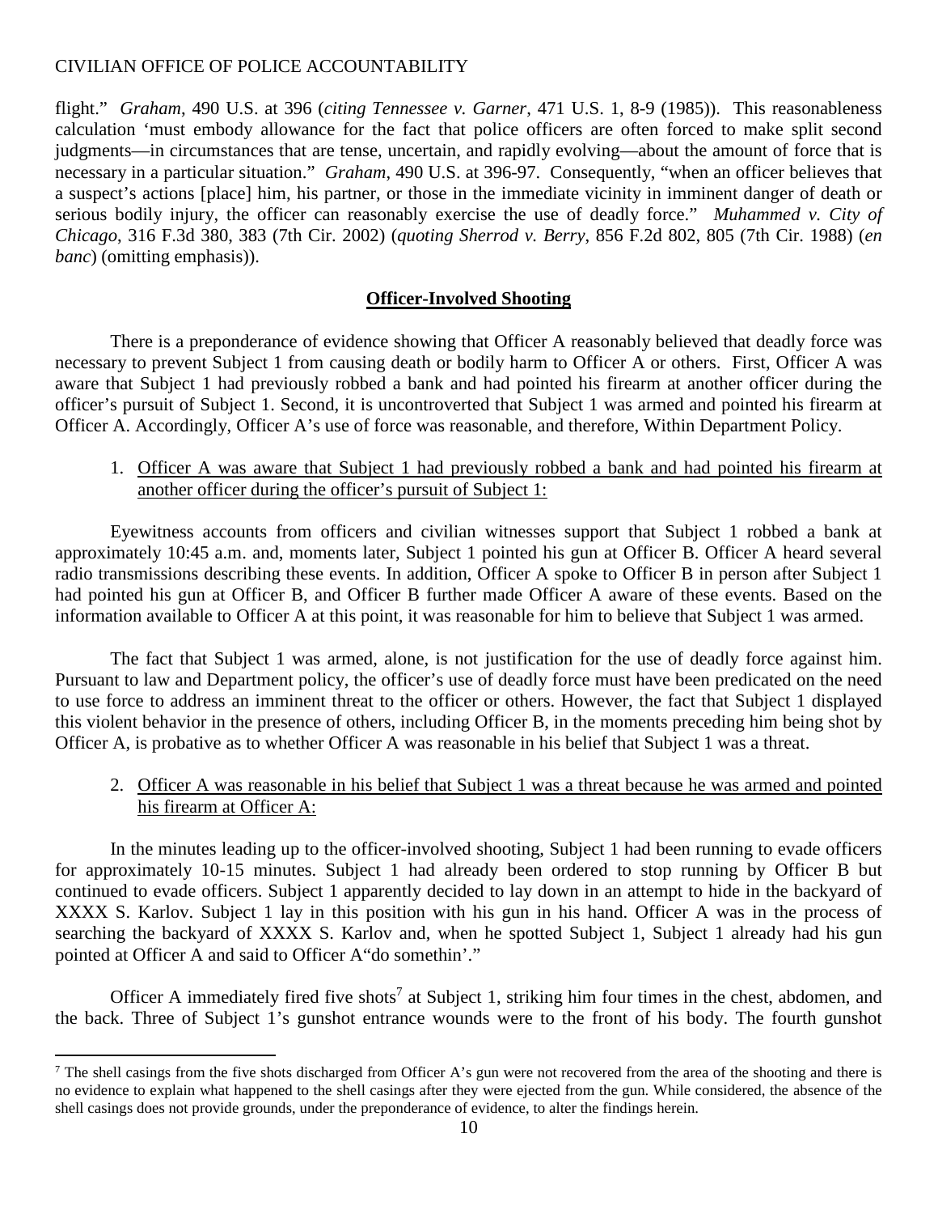flight." *Graham*, 490 U.S. at 396 (*citing Tennessee v. Garner*, 471 U.S. 1, 8-9 (1985)). This reasonableness calculation 'must embody allowance for the fact that police officers are often forced to make split second judgments—in circumstances that are tense, uncertain, and rapidly evolving—about the amount of force that is necessary in a particular situation." *Graham*, 490 U.S. at 396-97. Consequently, "when an officer believes that a suspect's actions [place] him, his partner, or those in the immediate vicinity in imminent danger of death or serious bodily injury, the officer can reasonably exercise the use of deadly force." *Muhammed v. City of Chicago*, 316 F.3d 380, 383 (7th Cir. 2002) (*quoting Sherrod v. Berry*, 856 F.2d 802, 805 (7th Cir. 1988) (*en banc*) (omitting emphasis)).

## Officer-Involved Shooting

There is a preponderance of evidence showing that Officer A reasonably believed that deadly force was necessary to prevent Subject 1 from causing death or bodily harm to Officer A or others. First, Officer A was aware that Subject 1 had previously robbed a bank and had pointed his firearm at another officer during the officer's pursuit of Subject 1. Second, it is uncontroverted that Subject 1 was armed and pointed his firearm at Officer A. Accordingly, Officer A's use of force was reasonable, and therefore, Within Department Policy.

1. Officer A was aware that Subject 1 had previously robbed a bank and had pointed his firearm at another officer during the officer's pursuit of Subject 1:

Eyewitness accounts from officers and civilian witnesses support that Subject 1 robbed a bank at approximately 10:45 a.m. and, moments later, Subject 1 pointed his gun at Officer B. Officer A heard several radio transmissions describing these events. In addition, Officer A spoke to Officer B in person after Subject 1 had pointed his gun at Officer B, and Officer B further made Officer A aware of these events. Based on the information available to Officer A at this point, it was reasonable for him to believe that Subject 1 was armed.

The fact that Subject 1 was armed, alone, is not justification for the use of deadly force against him. Pursuant to law and Department policy, the officer's use of deadly force must have been predicated on the need to use force to address an imminent threat to the officer or others. However, the fact that Subject 1 displayed this violent behavior in the presence of others, including Officer B, in the moments preceding him being shot by Officer A, is probative as to whether Officer A was reasonable in his belief that Subject 1 was a threat.

2. Officer A was reasonable in his belief that Subject 1 was a threat because he was armed and pointed his firearm at Officer A:

In the minutes leading up to the officer-involved shooting, Subject 1 had been running to evade officers for approximately 10-15 minutes. Subject 1 had already been ordered to stop running by Officer B but continued to evade officers. Subject 1 apparently decided to lay down in an attempt to hide in the backyard of XXXX S. Karlov. Subject 1 lay in this position with his gun in his hand. Officer A was in the process of searching the backyard of XXXX S. Karlov and, when he spotted Subject 1, Subject 1 already had his gun pointed at Officer A and said to Officer A"do somethin'."

Officer A immediately fired five shots[7] at Subject 1, striking him four times in the chest, abdomen, and the back. Three of Subject 1's gunshot entrance wounds were to the front of his body. The fourth gunshot

[7] The shell casings from the five shots discharged from Officer A's gun were not recovered from the area of the shooting and there is no evidence to explain what happened to the shell casings after they were ejected from the gun. While considered, the absence of the shell casings does not provide grounds, under the preponderance of evidence, to alter the findings herein.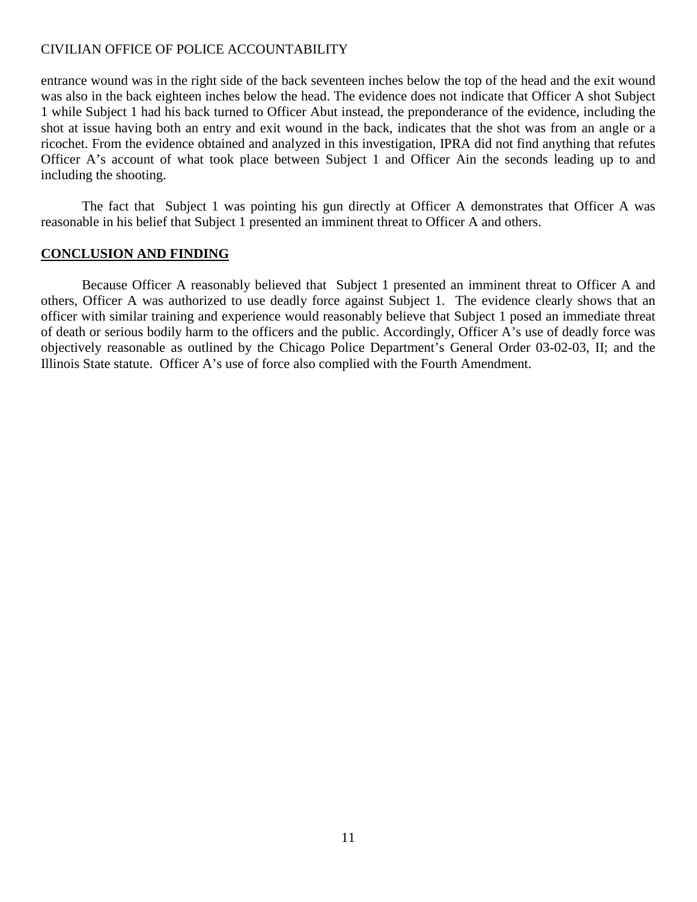entrance wound was in the right side of the back seventeen inches below the top of the head and the exit wound was also in the back eighteen inches below the head. The evidence does not indicate that Officer A shot Subject 1 while Subject 1 had his back turned to Officer Abut instead, the preponderance of the evidence, including the shot at issue having both an entry and exit wound in the back, indicates that the shot was from an angle or a ricochet. From the evidence obtained and analyzed in this investigation, IPRA did not find anything that refutes Officer A's account of what took place between Subject 1 and Officer Ain the seconds leading up to and including the shooting.

The fact that Subject 1 was pointing his gun directly at Officer A demonstrates that Officer A was reasonable in his belief that Subject 1 presented an imminent threat to Officer A and others.

## CONCLUSION AND FINDING

Because Officer A reasonably believed that Subject 1 presented an imminent threat to Officer A and others, Officer A was authorized to use deadly force against Subject 1. The evidence clearly shows that an officer with similar training and experience would reasonably believe that Subject 1 posed an immediate threat of death or serious bodily harm to the officers and the public. Accordingly, Officer A's use of deadly force was objectively reasonable as outlined by the Chicago Police Department's General Order 03-02-03, II; and the Illinois State statute. Officer A's use of force also complied with the Fourth Amendment.